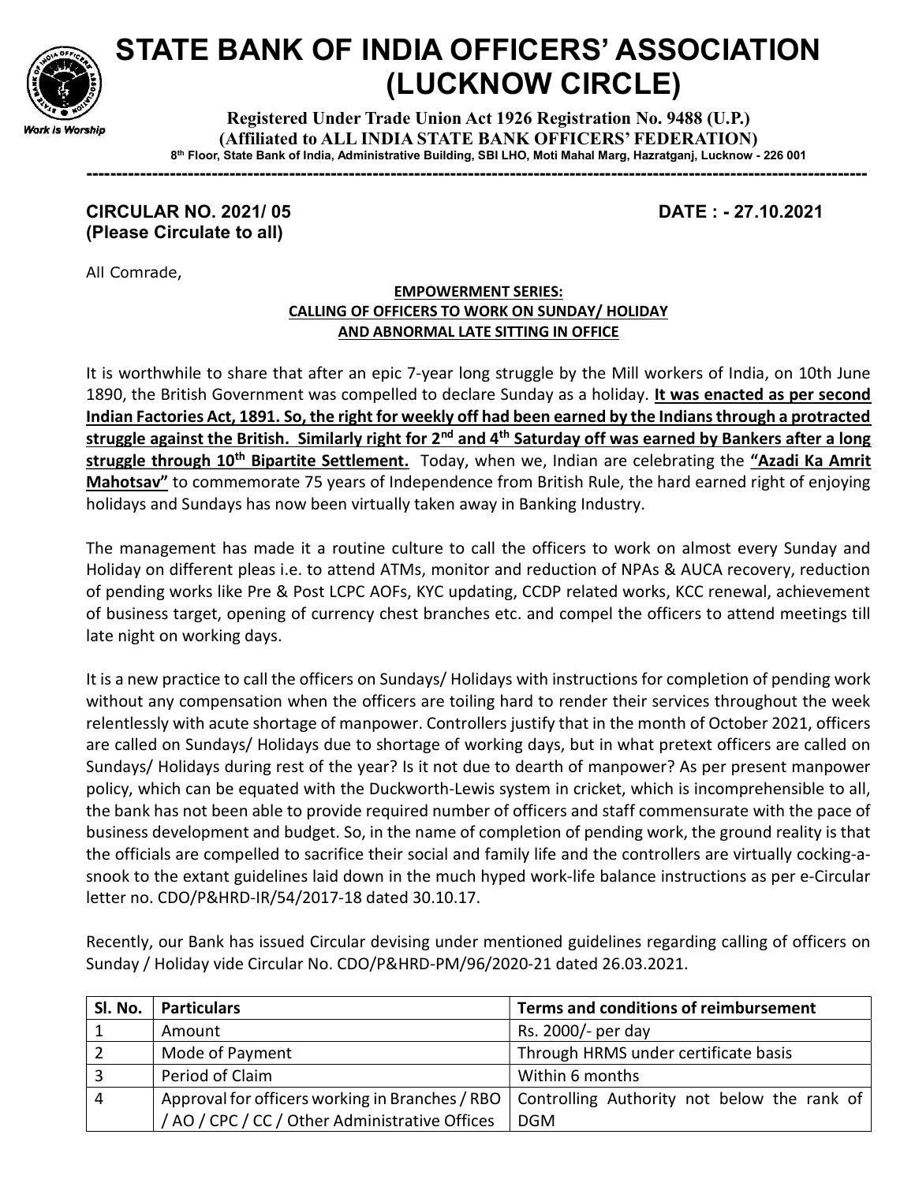# STATE BANK OF INDIA OFFICERS' ASSOCIATION (LUCKNOW CIRCLE)

Work is Worship

**Registered Under Trade Union Act 1926 Registration No. 9488 (U.P.)**
**(Affiliated to ALL INDIA STATE BANK OFFICERS' FEDERATION)**
8th Floor, State Bank of India, Administrative Building, SBI LHO, Moti Mahal Marg, Hazratganj, Lucknow - 226 001

---

**CIRCULAR NO. 2021/ 05** **DATE : - 27.10.2021**
**(Please Circulate to all)**

All Comrade,

**EMPOWERMENT SERIES:**
**CALLING OF OFFICERS TO WORK ON SUNDAY/ HOLIDAY AND ABNORMAL LATE SITTING IN OFFICE**

It is worthwhile to share that after an epic 7-year long struggle by the Mill workers of India, on 10th June 1890, the British Government was compelled to declare Sunday as a holiday. **It was enacted as per second Indian Factories Act, 1891. So, the right for weekly off had been earned by the Indians through a protracted struggle against the British. Similarly right for 2nd and 4th Saturday off was earned by Bankers after a long struggle through 10th Bipartite Settlement.** Today, when we, Indian are celebrating the **"Azadi Ka Amrit Mahotsav"** to commemorate 75 years of Independence from British Rule, the hard earned right of enjoying holidays and Sundays has now been virtually taken away in Banking Industry.

The management has made it a routine culture to call the officers to work on almost every Sunday and Holiday on different pleas i.e. to attend ATMs, monitor and reduction of NPAs & AUCA recovery, reduction of pending works like Pre & Post LCPC AOFs, KYC updating, CCDP related works, KCC renewal, achievement of business target, opening of currency chest branches etc. and compel the officers to attend meetings till late night on working days.

It is a new practice to call the officers on Sundays/ Holidays with instructions for completion of pending work without any compensation when the officers are toiling hard to render their services throughout the week relentlessly with acute shortage of manpower. Controllers justify that in the month of October 2021, officers are called on Sundays/ Holidays due to shortage of working days, but in what pretext officers are called on Sundays/ Holidays during rest of the year? Is it not due to dearth of manpower? As per present manpower policy, which can be equated with the Duckworth-Lewis system in cricket, which is incomprehensible to all, the bank has not been able to provide required number of officers and staff commensurate with the pace of business development and budget. So, in the name of completion of pending work, the ground reality is that the officials are compelled to sacrifice their social and family life and the controllers are virtually cocking-a-snook to the extant guidelines laid down in the much hyped work-life balance instructions as per e-Circular letter no. CDO/P&HRD-IR/54/2017-18 dated 30.10.17.

Recently, our Bank has issued Circular devising under mentioned guidelines regarding calling of officers on Sunday / Holiday vide Circular No. CDO/P&HRD-PM/96/2020-21 dated 26.03.2021.

| Sl. No. | Particulars | Terms and conditions of reimbursement |
|---|---|---|
| 1 | Amount | Rs. 2000/- per day |
| 2 | Mode of Payment | Through HRMS under certificate basis |
| 3 | Period of Claim | Within 6 months |
| 4 | Approval for officers working in Branches / RBO / AO / CPC / CC / Other Administrative Offices | Controlling Authority not below the rank of DGM |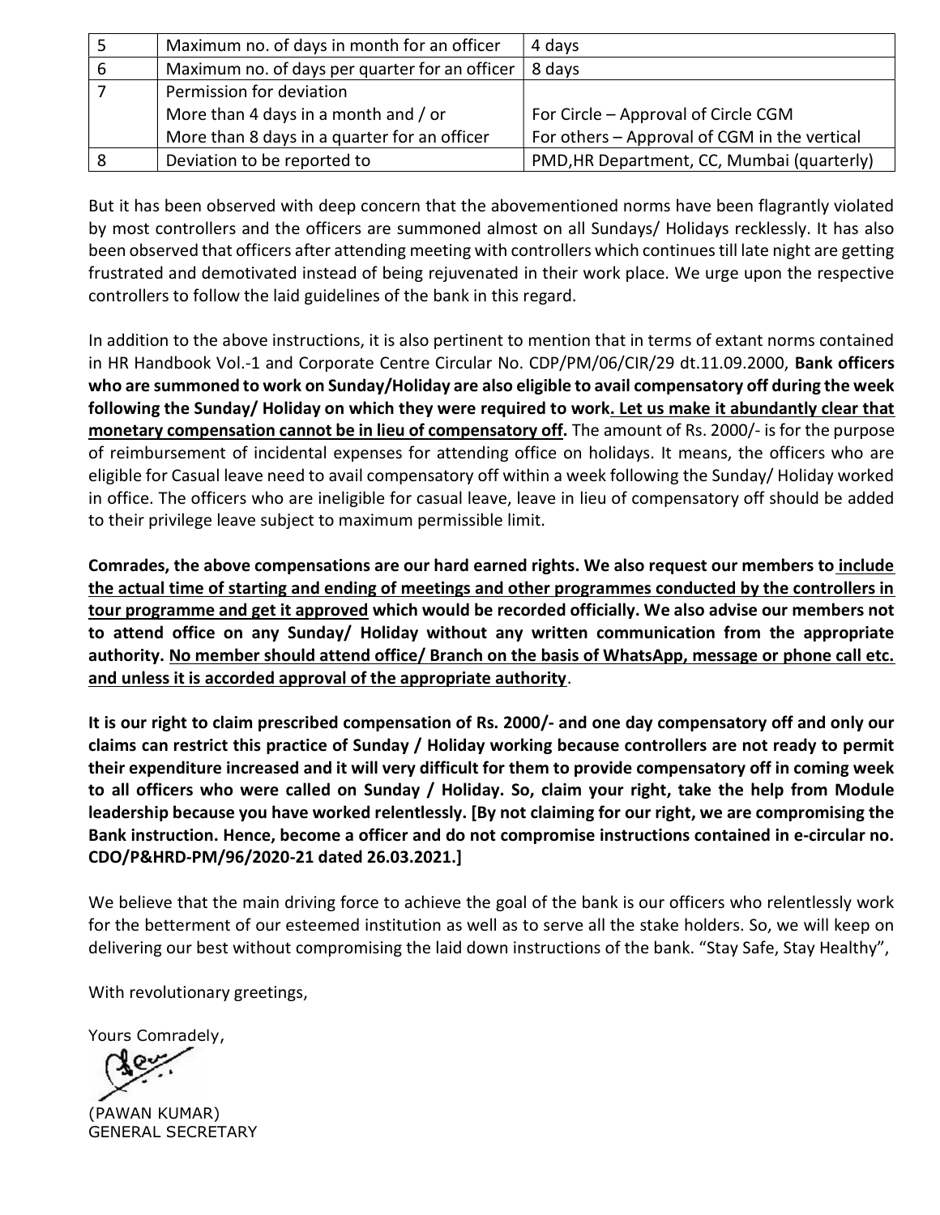| | | |
|---|---|---|
| 5 | Maximum no. of days in month for an officer | 4 days |
| 6 | Maximum no. of days per quarter for an officer | 8 days |
| 7 | Permission for deviation<br>More than 4 days in a month and / or<br>More than 8 days in a quarter for an officer | For Circle – Approval of Circle CGM<br>For others – Approval of CGM in the vertical |
| 8 | Deviation to be reported to | PMD,HR Department, CC, Mumbai (quarterly) |

But it has been observed with deep concern that the abovementioned norms have been flagrantly violated by most controllers and the officers are summoned almost on all Sundays/ Holidays recklessly. It has also been observed that officers after attending meeting with controllers which continues till late night are getting frustrated and demotivated instead of being rejuvenated in their work place. We urge upon the respective controllers to follow the laid guidelines of the bank in this regard.

In addition to the above instructions, it is also pertinent to mention that in terms of extant norms contained in HR Handbook Vol.-1 and Corporate Centre Circular No. CDP/PM/06/CIR/29 dt.11.09.2000, **Bank officers who are summoned to work on Sunday/Holiday are also eligible to avail compensatory off during the week following the Sunday/ Holiday on which they were required to work. <u>Let us make it abundantly clear that monetary compensation cannot be in lieu of compensatory off.</u>** The amount of Rs. 2000/- is for the purpose of reimbursement of incidental expenses for attending office on holidays. It means, the officers who are eligible for Casual leave need to avail compensatory off within a week following the Sunday/ Holiday worked in office. The officers who are ineligible for casual leave, leave in lieu of compensatory off should be added to their privilege leave subject to maximum permissible limit.

**Comrades, the above compensations are our hard earned rights. We also request our members to <u>include the actual time of starting and ending of meetings and other programmes conducted by the controllers in tour programme and get it approved</u> which would be recorded officially. We also advise our members not to attend office on any Sunday/ Holiday without any written communication from the appropriate authority. <u>No member should attend office/ Branch on the basis of WhatsApp, message or phone call etc. and unless it is accorded approval of the appropriate authority</u>.**

**It is our right to claim prescribed compensation of Rs. 2000/- and one day compensatory off and only our claims can restrict this practice of Sunday / Holiday working because controllers are not ready to permit their expenditure increased and it will very difficult for them to provide compensatory off in coming week to all officers who were called on Sunday / Holiday. So, claim your right, take the help from Module leadership because you have worked relentlessly. [By not claiming for our right, we are compromising the Bank instruction. Hence, become a officer and do not compromise instructions contained in e-circular no. CDO/P&HRD-PM/96/2020-21 dated 26.03.2021.]**

We believe that the main driving force to achieve the goal of the bank is our officers who relentlessly work for the betterment of our esteemed institution as well as to serve all the stake holders. So, we will keep on delivering our best without compromising the laid down instructions of the bank. "Stay Safe, Stay Healthy",

With revolutionary greetings,

Yours Comradely,

(PAWAN KUMAR)
GENERAL SECRETARY